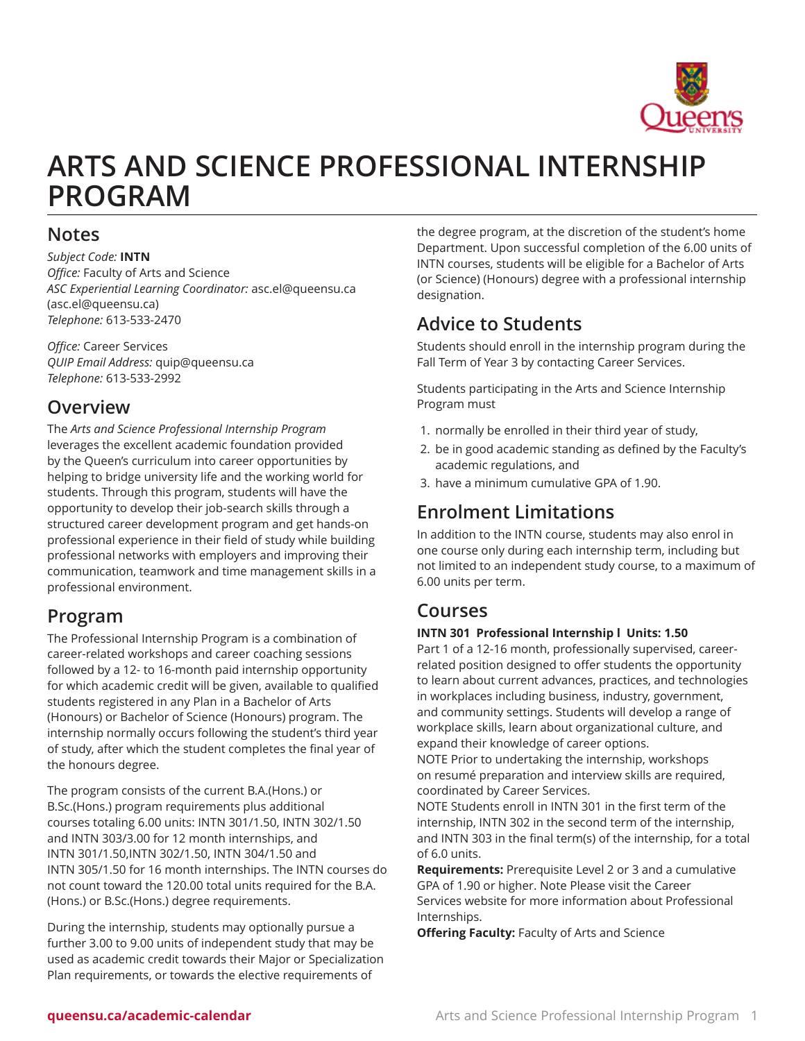# ARTS AND SCIENCE PROFESSIONAL INTERNSHIP PROGRAM

## Notes

*Subject Code:* **INTN**
*Office:* Faculty of Arts and Science
*ASC Experiential Learning Coordinator:* asc.el@queensu.ca (asc.el@queensu.ca)
*Telephone:* 613-533-2470

*Office:* Career Services
*QUIP Email Address:* quip@queensu.ca
*Telephone:* 613-533-2992

## Overview

The *Arts and Science Professional Internship Program* leverages the excellent academic foundation provided by the Queen's curriculum into career opportunities by helping to bridge university life and the working world for students. Through this program, students will have the opportunity to develop their job-search skills through a structured career development program and get hands-on professional experience in their field of study while building professional networks with employers and improving their communication, teamwork and time management skills in a professional environment.

## Program

The Professional Internship Program is a combination of career-related workshops and career coaching sessions followed by a 12- to 16-month paid internship opportunity for which academic credit will be given, available to qualified students registered in any Plan in a Bachelor of Arts (Honours) or Bachelor of Science (Honours) program. The internship normally occurs following the student's third year of study, after which the student completes the final year of the honours degree.

The program consists of the current B.A.(Hons.) or B.Sc.(Hons.) program requirements plus additional courses totaling 6.00 units: INTN 301/1.50, INTN 302/1.50 and INTN 303/3.00 for 12 month internships, and INTN 301/1.50,INTN 302/1.50, INTN 304/1.50 and INTN 305/1.50 for 16 month internships. The INTN courses do not count toward the 120.00 total units required for the B.A. (Hons.) or B.Sc.(Hons.) degree requirements.

During the internship, students may optionally pursue a further 3.00 to 9.00 units of independent study that may be used as academic credit towards their Major or Specialization Plan requirements, or towards the elective requirements of the degree program, at the discretion of the student's home Department. Upon successful completion of the 6.00 units of INTN courses, students will be eligible for a Bachelor of Arts (or Science) (Honours) degree with a professional internship designation.

## Advice to Students

Students should enroll in the internship program during the Fall Term of Year 3 by contacting Career Services.

Students participating in the Arts and Science Internship Program must

1. normally be enrolled in their third year of study,
2. be in good academic standing as defined by the Faculty's academic regulations, and
3. have a minimum cumulative GPA of 1.90.

## Enrolment Limitations

In addition to the INTN course, students may also enrol in one course only during each internship term, including but not limited to an independent study course, to a maximum of 6.00 units per term.

## Courses

**INTN 301 Professional Internship I Units: 1.50**
Part 1 of a 12-16 month, professionally supervised, career-related position designed to offer students the opportunity to learn about current advances, practices, and technologies in workplaces including business, industry, government, and community settings. Students will develop a range of workplace skills, learn about organizational culture, and expand their knowledge of career options.
NOTE Prior to undertaking the internship, workshops on resumé preparation and interview skills are required, coordinated by Career Services.
NOTE Students enroll in INTN 301 in the first term of the internship, INTN 302 in the second term of the internship, and INTN 303 in the final term(s) of the internship, for a total of 6.0 units.
**Requirements:** Prerequisite Level 2 or 3 and a cumulative GPA of 1.90 or higher. Note Please visit the Career Services website for more information about Professional Internships.
**Offering Faculty:** Faculty of Arts and Science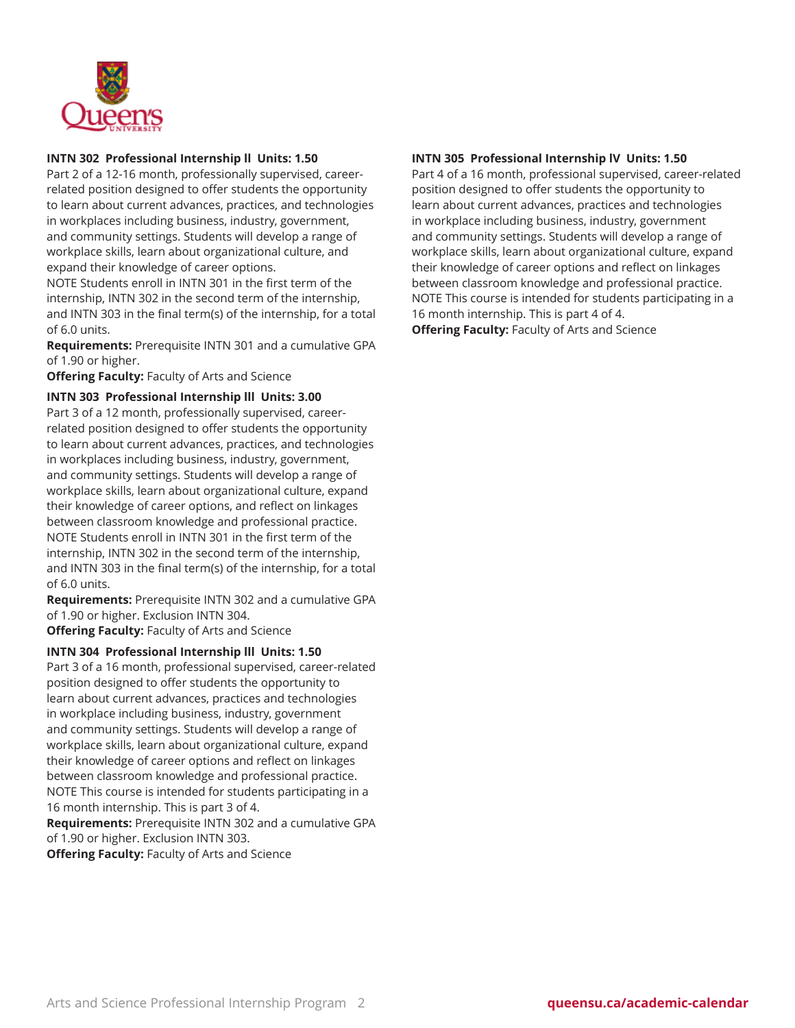**INTN 302 Professional Internship ll Units: 1.50**
Part 2 of a 12-16 month, professionally supervised, career-related position designed to offer students the opportunity to learn about current advances, practices, and technologies in workplaces including business, industry, government, and community settings. Students will develop a range of workplace skills, learn about organizational culture, and expand their knowledge of career options.
NOTE Students enroll in INTN 301 in the first term of the internship, INTN 302 in the second term of the internship, and INTN 303 in the final term(s) of the internship, for a total of 6.0 units.
**Requirements:** Prerequisite INTN 301 and a cumulative GPA of 1.90 or higher.
**Offering Faculty:** Faculty of Arts and Science

**INTN 303 Professional Internship lll Units: 3.00**
Part 3 of a 12 month, professionally supervised, career-related position designed to offer students the opportunity to learn about current advances, practices, and technologies in workplaces including business, industry, government, and community settings. Students will develop a range of workplace skills, learn about organizational culture, expand their knowledge of career options, and reflect on linkages between classroom knowledge and professional practice.
NOTE Students enroll in INTN 301 in the first term of the internship, INTN 302 in the second term of the internship, and INTN 303 in the final term(s) of the internship, for a total of 6.0 units.
**Requirements:** Prerequisite INTN 302 and a cumulative GPA of 1.90 or higher. Exclusion INTN 304.
**Offering Faculty:** Faculty of Arts and Science

**INTN 304 Professional Internship lll Units: 1.50**
Part 3 of a 16 month, professional supervised, career-related position designed to offer students the opportunity to learn about current advances, practices and technologies in workplace including business, industry, government and community settings. Students will develop a range of workplace skills, learn about organizational culture, expand their knowledge of career options and reflect on linkages between classroom knowledge and professional practice.
NOTE This course is intended for students participating in a 16 month internship. This is part 3 of 4.
**Requirements:** Prerequisite INTN 302 and a cumulative GPA of 1.90 or higher. Exclusion INTN 303.
**Offering Faculty:** Faculty of Arts and Science

**INTN 305 Professional Internship lV Units: 1.50**
Part 4 of a 16 month, professional supervised, career-related position designed to offer students the opportunity to learn about current advances, practices and technologies in workplace including business, industry, government and community settings. Students will develop a range of workplace skills, learn about organizational culture, expand their knowledge of career options and reflect on linkages between classroom knowledge and professional practice.
NOTE This course is intended for students participating in a 16 month internship. This is part 4 of 4.
**Offering Faculty:** Faculty of Arts and Science